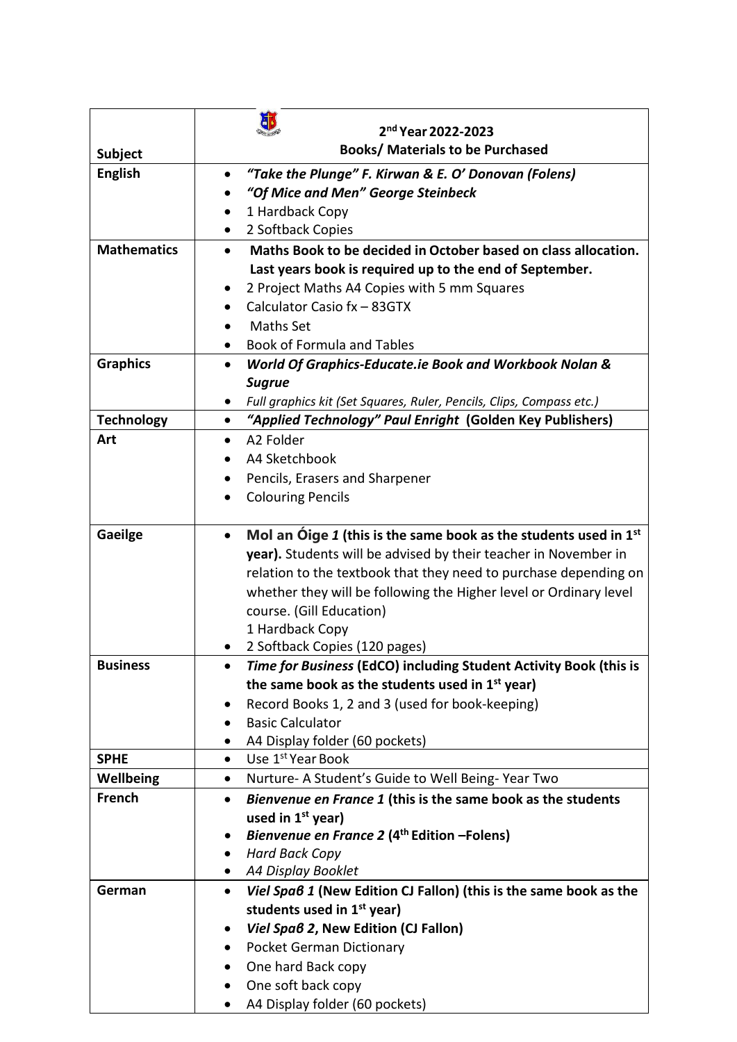| Subject | 2nd Year 2022-2023<br>**Books/ Materials to be Purchased** |
|---|---|
| **English** | • ***"Take the Plunge" F. Kirwan & E. O' Donovan (Folens)***<br>• ***"Of Mice and Men" George Steinbeck***<br>• 1 Hardback Copy<br>• 2 Softback Copies |
| **Mathematics** | • **Maths Book to be decided in October based on class allocation. Last years book is required up to the end of September.**<br>• 2 Project Maths A4 Copies with 5 mm Squares<br>• Calculator Casio fx – 83GTX<br>• Maths Set<br>• Book of Formula and Tables |
| **Graphics** | • ***World Of Graphics-Educate.ie Book and Workbook Nolan & Sugrue***<br>• *Full graphics kit (Set Squares, Ruler, Pencils, Clips, Compass etc.)* |
| **Technology** | • ***"Applied Technology" Paul Enright*** **(Golden Key Publishers)** |
| **Art** | • A2 Folder<br>• A4 Sketchbook<br>• Pencils, Erasers and Sharpener<br>• Colouring Pencils |
| **Gaeilge** | • **Mol an Óige** ***1*** **(this is the same book as the students used in 1st year).** Students will be advised by their teacher in November in relation to the textbook that they need to purchase depending on whether they will be following the Higher level or Ordinary level course. (Gill Education)<br>1 Hardback Copy<br>• 2 Softback Copies (120 pages) |
| **Business** | • ***Time for Business*** **(EdCO) including Student Activity Book (this is the same book as the students used in 1st year)**<br>• Record Books 1, 2 and 3 (used for book-keeping)<br>• Basic Calculator<br>• A4 Display folder (60 pockets) |
| **SPHE** | • Use 1st Year Book |
| **Wellbeing** | • Nurture- A Student's Guide to Well Being- Year Two |
| **French** | • ***Bienvenue en France 1*** **(this is the same book as the students used in 1st year)**<br>• ***Bienvenue en France 2*** **(4th Edition –Folens)**<br>• *Hard Back Copy*<br>• *A4 Display Booklet* |
| **German** | • ***Viel Spaß 1*** **(New Edition CJ Fallon) (this is the same book as the students used in 1st year)**<br>• ***Viel Spaß 2*****, New Edition (CJ Fallon)**<br>• Pocket German Dictionary<br>• One hard Back copy<br>• One soft back copy<br>• A4 Display folder (60 pockets) |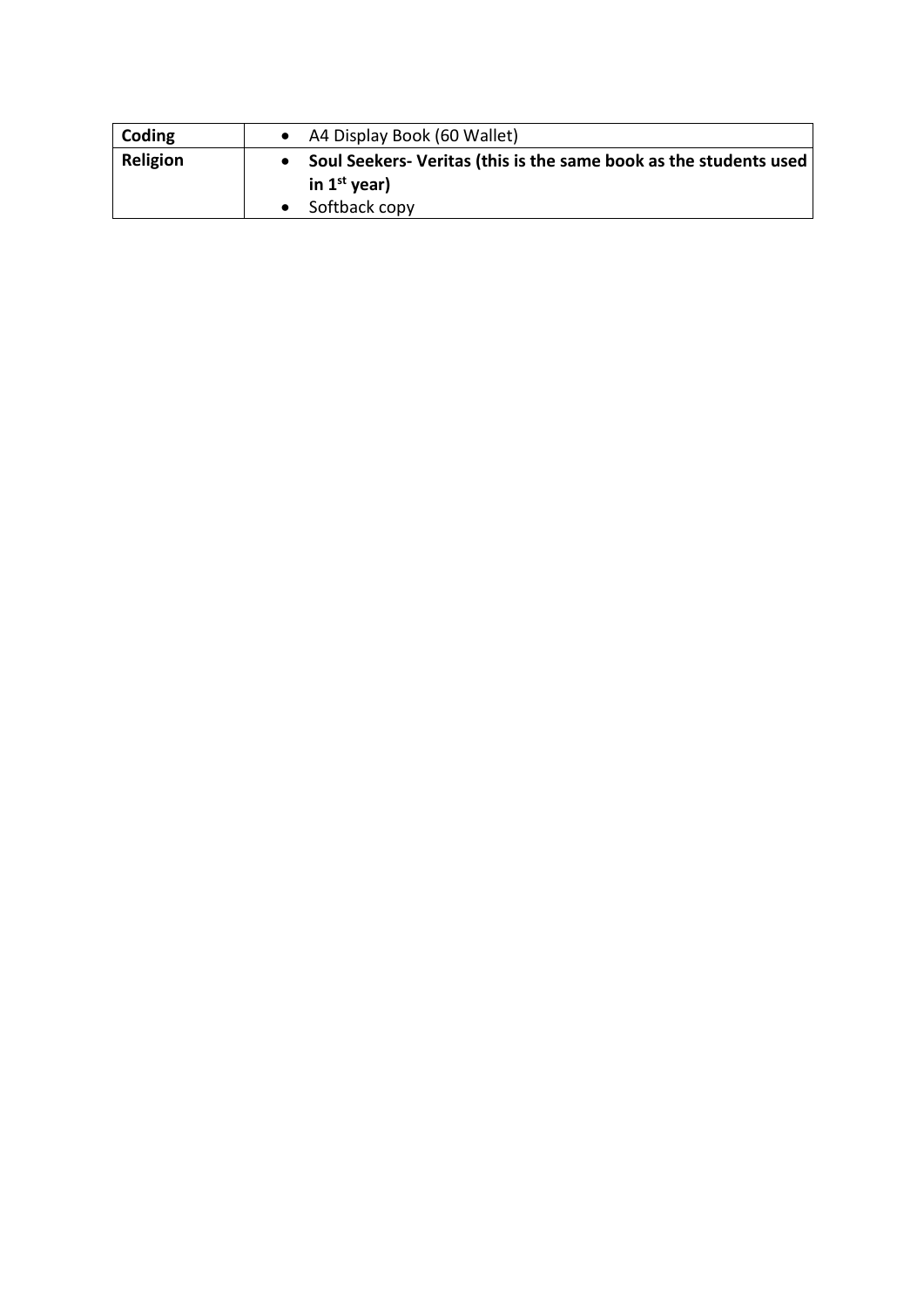| | |
|---|---|
| **Coding** | • A4 Display Book (60 Wallet) |
| **Religion** | • **Soul Seekers- Veritas (this is the same book as the students used in 1st year)**<br>• Softback copy |